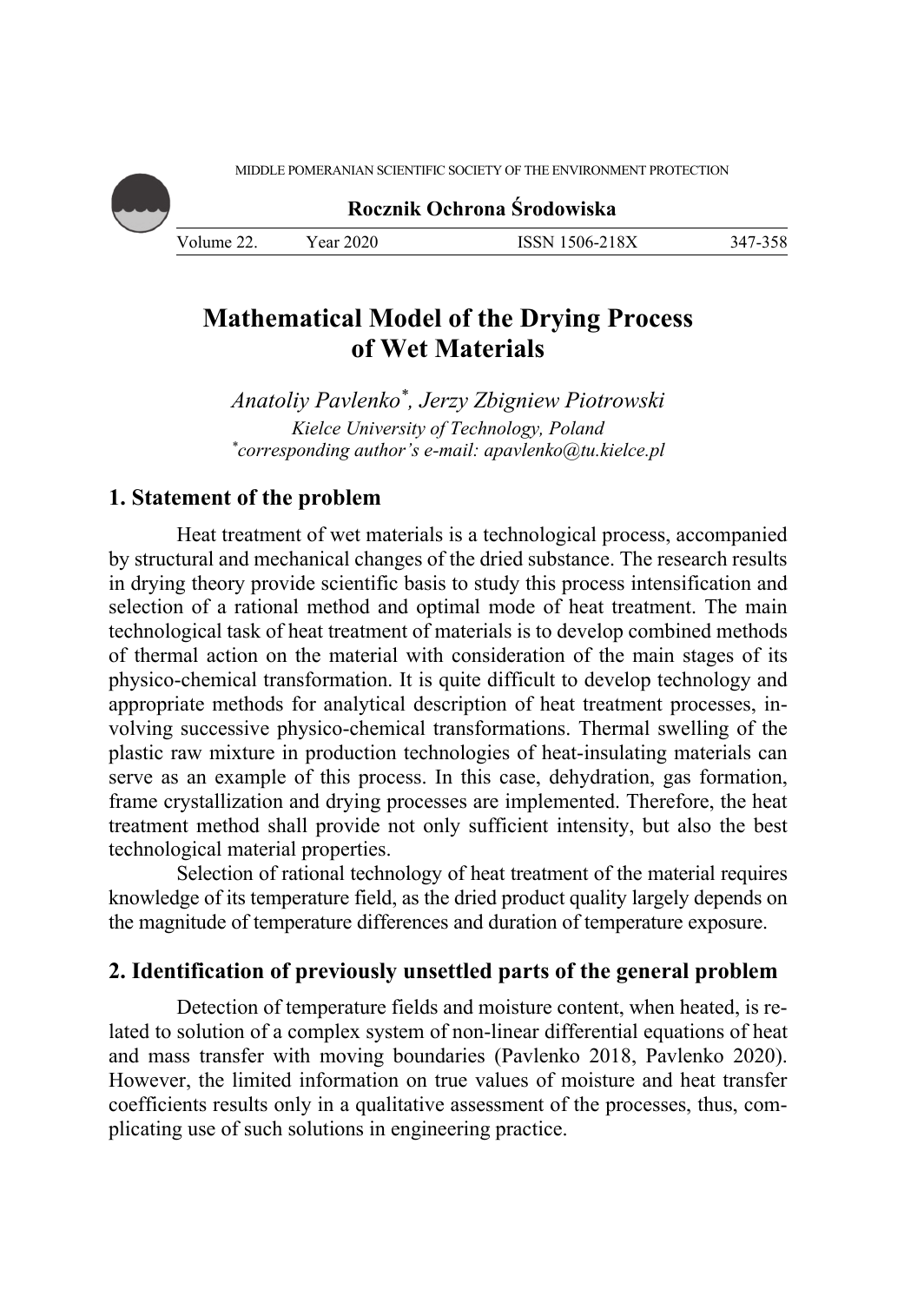# Mathematical Model of the Drying Process of Wet Materials

*Anatoliy Pavlenko*[*]*, Jerzy Zbigniew Piotrowski*

*Kielce University of Technology, Poland*

[*]*corresponding author's e-mail: apavlenko@tu.kielce.pl*

## 1. Statement of the problem

Heat treatment of wet materials is a technological process, accompanied by structural and mechanical changes of the dried substance. The research results in drying theory provide scientific basis to study this process intensification and selection of a rational method and optimal mode of heat treatment. The main technological task of heat treatment of materials is to develop combined methods of thermal action on the material with consideration of the main stages of its physico-chemical transformation. It is quite difficult to develop technology and appropriate methods for analytical description of heat treatment processes, involving successive physico-chemical transformations. Thermal swelling of the plastic raw mixture in production technologies of heat-insulating materials can serve as an example of this process. In this case, dehydration, gas formation, frame crystallization and drying processes are implemented. Therefore, the heat treatment method shall provide not only sufficient intensity, but also the best technological material properties.

Selection of rational technology of heat treatment of the material requires knowledge of its temperature field, as the dried product quality largely depends on the magnitude of temperature differences and duration of temperature exposure.

## 2. Identification of previously unsettled parts of the general problem

Detection of temperature fields and moisture content, when heated, is related to solution of a complex system of non-linear differential equations of heat and mass transfer with moving boundaries (Pavlenko 2018, Pavlenko 2020). However, the limited information on true values of moisture and heat transfer coefficients results only in a qualitative assessment of the processes, thus, complicating use of such solutions in engineering practice.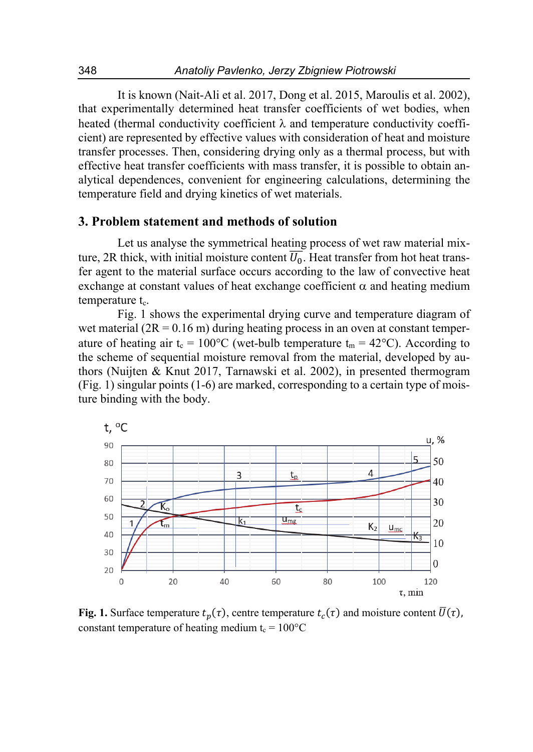It is known (Nait-Ali et al. 2017, Dong et al. 2015, Maroulis et al. 2002), that experimentally determined heat transfer coefficients of wet bodies, when heated (thermal conductivity coefficient λ and temperature conductivity coefficient) are represented by effective values with consideration of heat and moisture transfer processes. Then, considering drying only as a thermal process, but with effective heat transfer coefficients with mass transfer, it is possible to obtain analytical dependences, convenient for engineering calculations, determining the temperature field and drying kinetics of wet materials.

## 3. Problem statement and methods of solution

Let us analyse the symmetrical heating process of wet raw material mixture, 2R thick, with initial moisture content $\overline{U_0}$. Heat transfer from hot heat transfer agent to the material surface occurs according to the law of convective heat exchange at constant values of heat exchange coefficient α and heating medium temperature $t_c$.

Fig. 1 shows the experimental drying curve and temperature diagram of wet material (2R = 0.16 m) during heating process in an oven at constant temperature of heating air $t_c$ = 100°C (wet-bulb temperature $t_m$ = 42°C). According to the scheme of sequential moisture removal from the material, developed by authors (Nuijten & Knut 2017, Tarnawski et al. 2002), in presented thermogram (Fig. 1) singular points (1-6) are marked, corresponding to a certain type of moisture binding with the body.

**Fig. 1.** Surface temperature $t_p(\tau)$, centre temperature $t_c(\tau)$ and moisture content $\overline{U}(\tau)$, constant temperature of heating medium $t_c$ = 100°C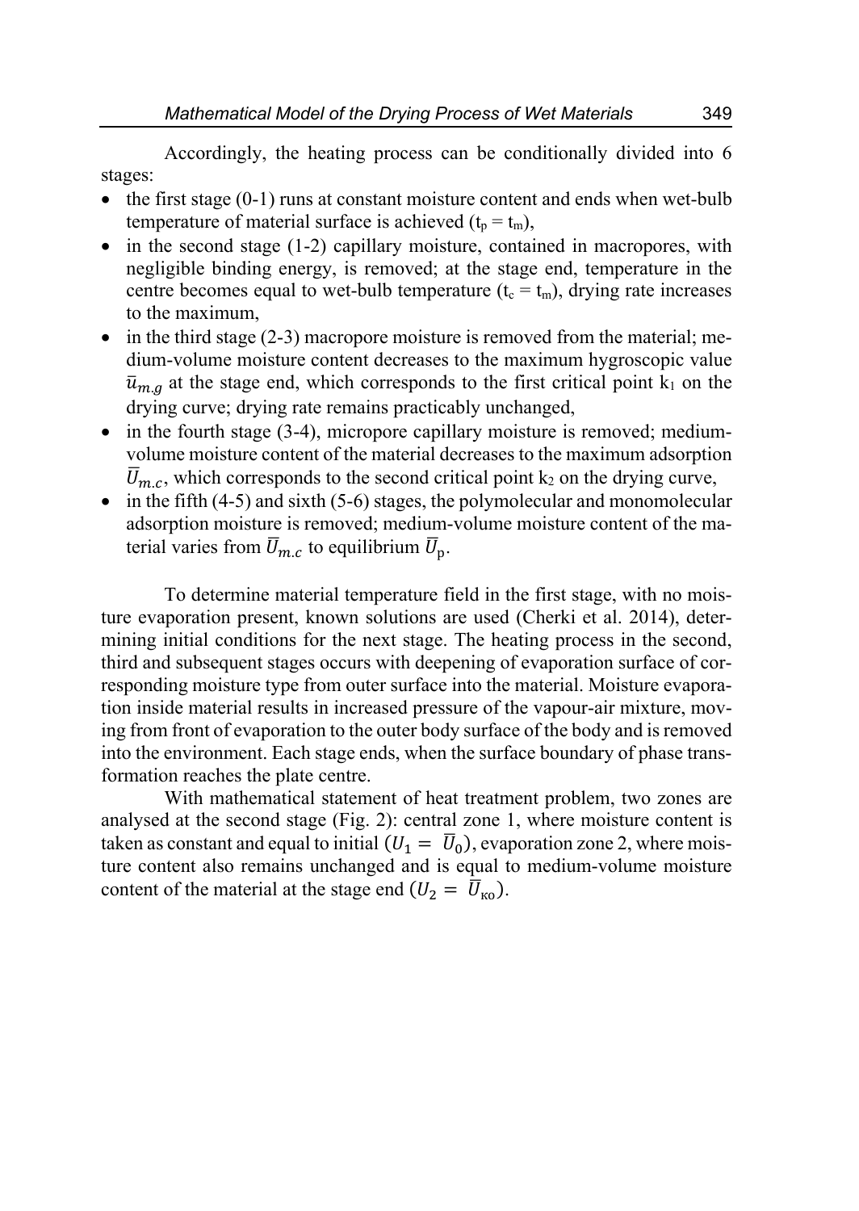Accordingly, the heating process can be conditionally divided into 6 stages:

- the first stage (0-1) runs at constant moisture content and ends when wet-bulb temperature of material surface is achieved ($t_p = t_m$),
- in the second stage (1-2) capillary moisture, contained in macropores, with negligible binding energy, is removed; at the stage end, temperature in the centre becomes equal to wet-bulb temperature ($t_c = t_m$), drying rate increases to the maximum,
- in the third stage (2-3) macropore moisture is removed from the material; medium-volume moisture content decreases to the maximum hygroscopic value $\bar{u}_{m.g}$ at the stage end, which corresponds to the first critical point $k_1$ on the drying curve; drying rate remains practicably unchanged,
- in the fourth stage (3-4), micropore capillary moisture is removed; medium-volume moisture content of the material decreases to the maximum adsorption $\bar{U}_{m.c}$, which corresponds to the second critical point $k_2$ on the drying curve,
- in the fifth (4-5) and sixth (5-6) stages, the polymolecular and monomolecular adsorption moisture is removed; medium-volume moisture content of the material varies from $\bar{U}_{m.c}$ to equilibrium $\bar{U}_{\text{p}}$.

To determine material temperature field in the first stage, with no moisture evaporation present, known solutions are used (Cherki et al. 2014), determining initial conditions for the next stage. The heating process in the second, third and subsequent stages occurs with deepening of evaporation surface of corresponding moisture type from outer surface into the material. Moisture evaporation inside material results in increased pressure of the vapour-air mixture, moving from front of evaporation to the outer body surface of the body and is removed into the environment. Each stage ends, when the surface boundary of phase transformation reaches the plate centre.

With mathematical statement of heat treatment problem, two zones are analysed at the second stage (Fig. 2): central zone 1, where moisture content is taken as constant and equal to initial $(U_1 = \bar{U}_0)$, evaporation zone 2, where moisture content also remains unchanged and is equal to medium-volume moisture content of the material at the stage end $(U_2 = \bar{U}_{\text{ко}})$.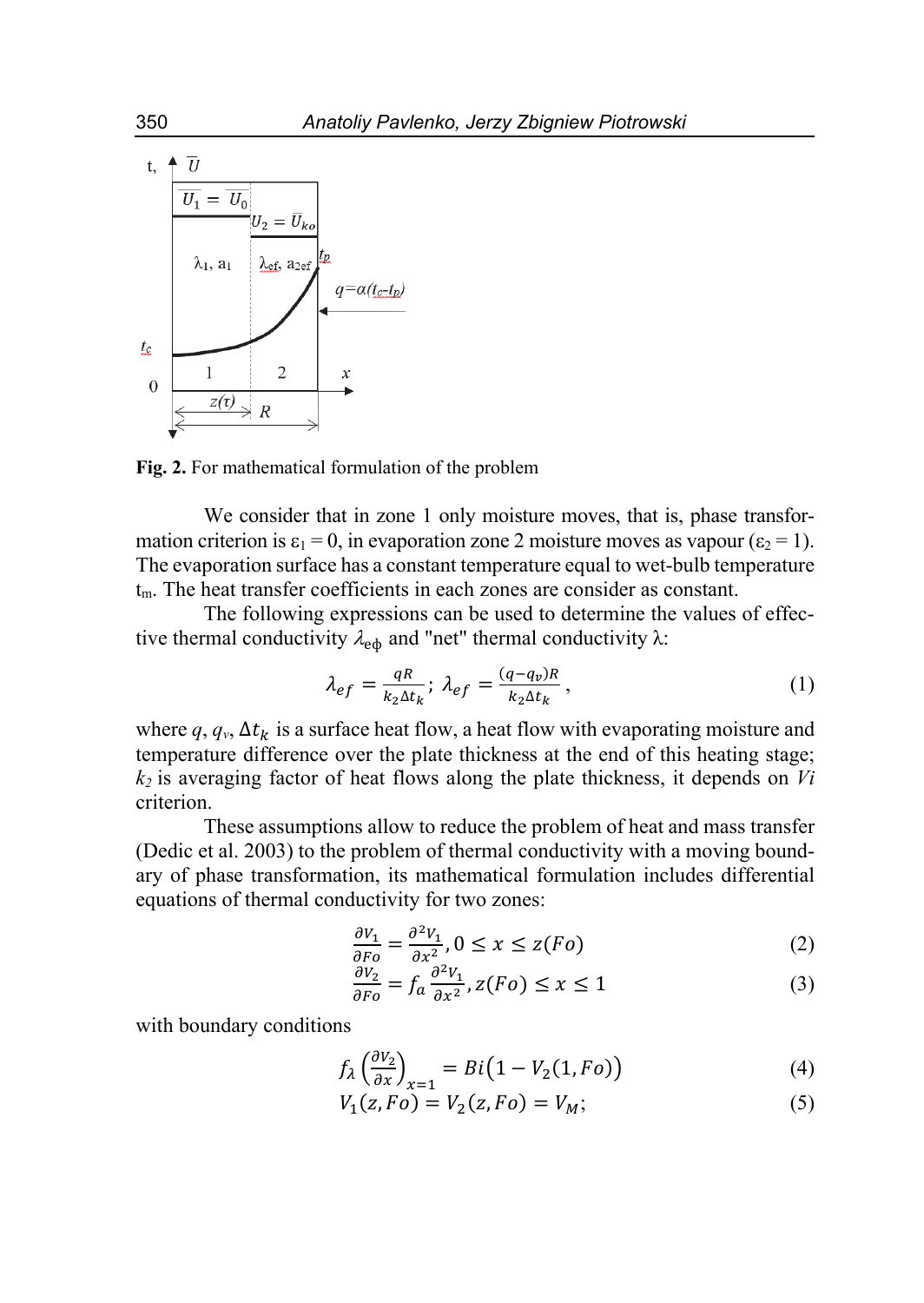Fig. 2. For mathematical formulation of the problem

We consider that in zone 1 only moisture moves, that is, phase transformation criterion is $\varepsilon_1 = 0$, in evaporation zone 2 moisture moves as vapour ($\varepsilon_2 = 1$). The evaporation surface has a constant temperature equal to wet-bulb temperature $t_m$. The heat transfer coefficients in each zones are consider as constant.

The following expressions can be used to determine the values of effective thermal conductivity $\lambda_{e\phi}$ and "net" thermal conductivity λ:

$$\lambda_{ef} = \frac{qR}{k_2 \Delta t_k};\ \lambda_{ef} = \frac{(q - q_v)R}{k_2 \Delta t_k}, \tag{1}$$

where $q$, $q_v$, $\Delta t_k$ is a surface heat flow, a heat flow with evaporating moisture and temperature difference over the plate thickness at the end of this heating stage; $k_2$ is averaging factor of heat flows along the plate thickness, it depends on $Vi$ criterion.

These assumptions allow to reduce the problem of heat and mass transfer (Dedic et al. 2003) to the problem of thermal conductivity with a moving boundary of phase transformation, its mathematical formulation includes differential equations of thermal conductivity for two zones:

$$\frac{\partial V_1}{\partial Fo} = \frac{\partial^2 V_1}{\partial x^2}, 0 \le x \le z(Fo) \tag{2}$$

$$\frac{\partial V_2}{\partial Fo} = f_a \frac{\partial^2 V_1}{\partial x^2}, z(Fo) \le x \le 1 \tag{3}$$

with boundary conditions

$$f_\lambda \left(\frac{\partial V_2}{\partial x}\right)_{x=1} = Bi\big(1 - V_2(1, Fo)\big) \tag{4}$$

$$V_1(z, Fo) = V_2(z, Fo) = V_M; \tag{5}$$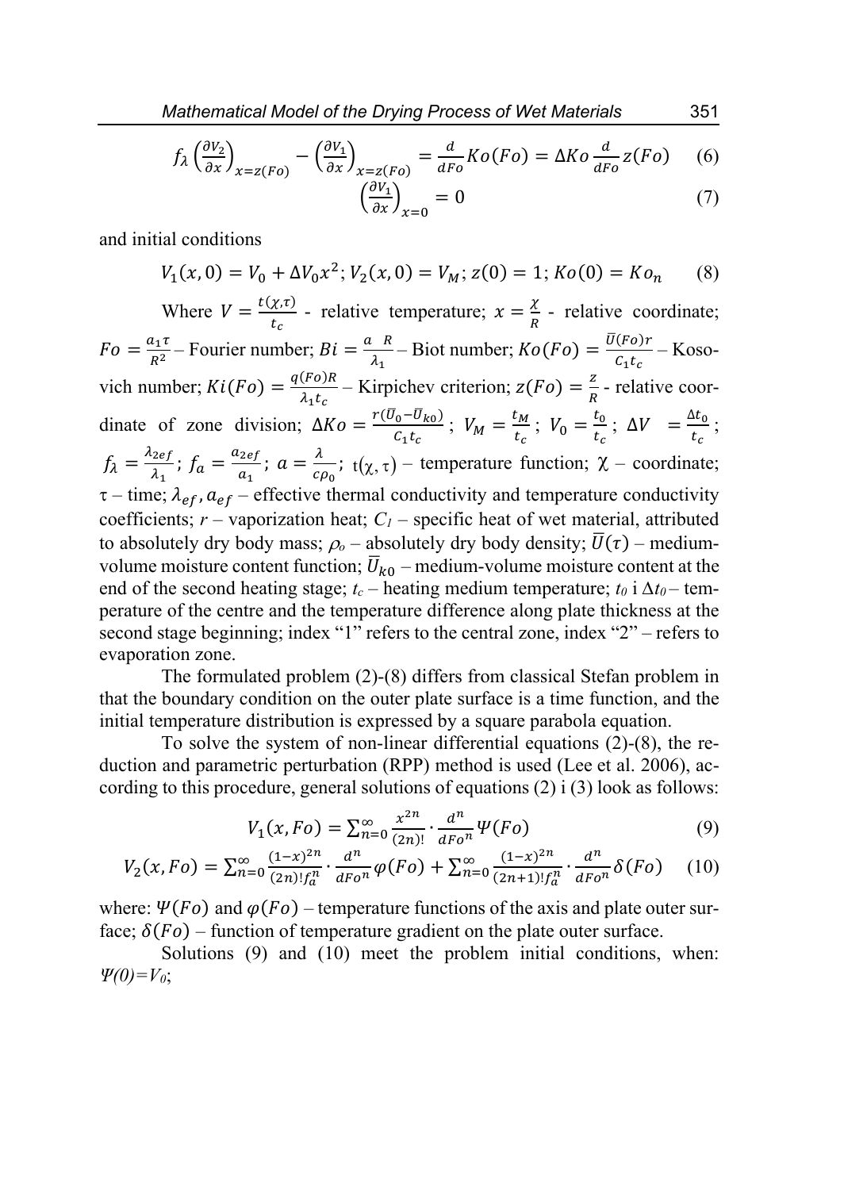$$f_\lambda \left(\frac{\partial V_2}{\partial x}\right)_{x=z(Fo)} - \left(\frac{\partial V_1}{\partial x}\right)_{x=z(Fo)} = \frac{d}{dFo} Ko(Fo) = \Delta Ko \frac{d}{dFo} z(Fo) \quad (6)$$

$$\left(\frac{\partial V_1}{\partial x}\right)_{x=0} = 0 \quad (7)$$

and initial conditions

$$V_1(x,0) = V_0 + \Delta V_0 x^2; V_2(x,0) = V_M; z(0) = 1; Ko(0) = Ko_n \quad (8)$$

Where $V = \frac{t(\chi,\tau)}{t_c}$ - relative temperature; $x = \frac{\chi}{R}$ - relative coordinate; $Fo = \frac{a_1 \tau}{R^2}$ – Fourier number; $Bi = \frac{a \ R}{\lambda_1}$ – Biot number; $Ko(Fo) = \frac{\bar{U}(Fo) r}{C_1 t_c}$ – Kosovich number; $Ki(Fo) = \frac{q(Fo) R}{\lambda_1 t_c}$ – Kirpichev criterion; $z(Fo) = \frac{z}{R}$ - relative coordinate of zone division; $\Delta Ko = \frac{r(\bar{U}_0 - \bar{U}_{k0})}{C_1 t_c}$; $V_M = \frac{t_M}{t_c}$; $V_0 = \frac{t_0}{t_c}$; $\Delta V \ = \frac{\Delta t_0}{t_c}$; $f_\lambda = \frac{\lambda_{2ef}}{\lambda_1}$; $f_a = \frac{a_{2ef}}{a_1}$; $a = \frac{\lambda}{c\rho_0}$; $t(\chi,\tau)$ – temperature function; $\chi$ – coordinate; $\tau$ – time; $\lambda_{ef}, a_{ef}$ – effective thermal conductivity and temperature conductivity coefficients; $r$ – vaporization heat; $C_1$ – specific heat of wet material, attributed to absolutely dry body mass; $\rho_o$ – absolutely dry body density; $\bar{U}(\tau)$ – medium-volume moisture content function; $\bar{U}_{k0}$ – medium-volume moisture content at the end of the second heating stage; $t_c$ – heating medium temperature; $t_0$ i $\Delta t_0$ – temperature of the centre and the temperature difference along plate thickness at the second stage beginning; index "1" refers to the central zone, index "2" – refers to evaporation zone.

The formulated problem (2)-(8) differs from classical Stefan problem in that the boundary condition on the outer plate surface is a time function, and the initial temperature distribution is expressed by a square parabola equation.

To solve the system of non-linear differential equations (2)-(8), the reduction and parametric perturbation (RPP) method is used (Lee et al. 2006), according to this procedure, general solutions of equations (2) i (3) look as follows:

$$V_1(x, Fo) = \sum_{n=0}^{\infty} \frac{x^{2n}}{(2n)!} \cdot \frac{d^n}{dFo^n} \Psi(Fo) \quad (9)$$

$$V_2(x, Fo) = \sum_{n=0}^{\infty} \frac{(1-x)^{2n}}{(2n)! f_a^n} \cdot \frac{d^n}{dFo^n} \varphi(Fo) + \sum_{n=0}^{\infty} \frac{(1-x)^{2n}}{(2n+1)! f_a^n} \cdot \frac{d^n}{dFo^n} \delta(Fo) \quad (10)$$

where: $\Psi(Fo)$ and $\varphi(Fo)$ – temperature functions of the axis and plate outer surface; $\delta(Fo)$ – function of temperature gradient on the plate outer surface.

Solutions (9) and (10) meet the problem initial conditions, when: $\Psi(0)=V_0$;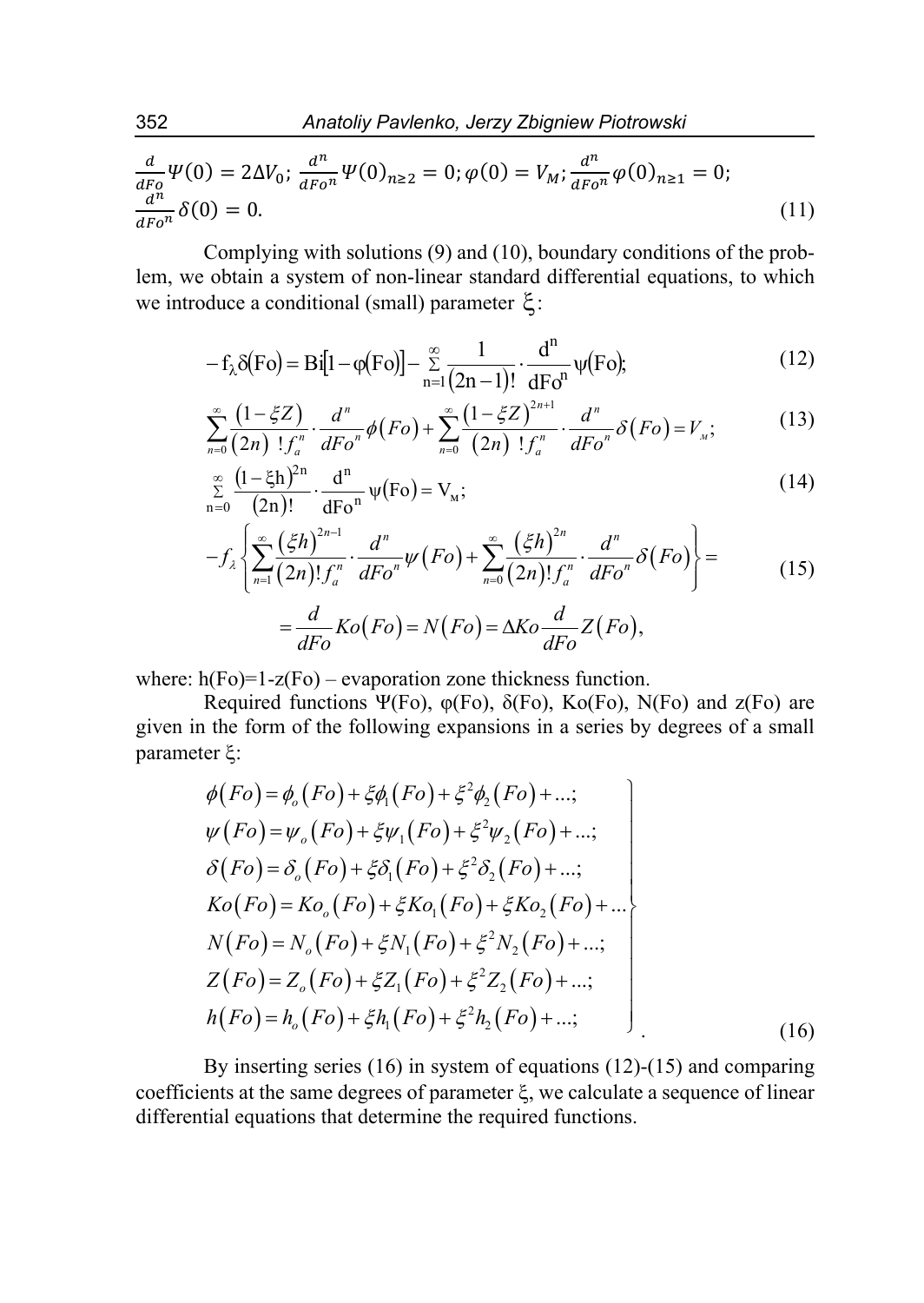$$\frac{d}{dFo}\Psi(0) = 2\Delta V_0;\ \frac{d^n}{dFo^n}\Psi(0)_{n\geq 2} = 0;\ \varphi(0) = V_M;\ \frac{d^n}{dFo^n}\varphi(0)_{n\geq 1} = 0;$$
$$\frac{d^n}{dFo^n}\delta(0) = 0. \tag{11}$$

Complying with solutions (9) and (10), boundary conditions of the problem, we obtain a system of non-linear standard differential equations, to which we introduce a conditional (small) parameter $\xi$:

$$-f_\lambda \delta(Fo) = Bi[1-\varphi(Fo)] - \sum_{n=1}^{\infty} \frac{1}{(2n-1)!}\cdot\frac{d^n}{dFo^n}\psi(Fo); \tag{12}$$

$$\sum_{n=0}^{\infty}\frac{(1-\xi Z)}{(2n)\ !f_a^n}\cdot\frac{d^n}{dFo^n}\phi(Fo) + \sum_{n=0}^{\infty}\frac{(1-\xi Z)^{2n+1}}{(2n)\ !f_a^n}\cdot\frac{d^n}{dFo^n}\delta(Fo) = V_м; \tag{13}$$

$$\sum_{n=0}^{\infty}\frac{(1-\xi h)^{2n}}{(2n)!}\cdot\frac{d^n}{dFo^n}\psi(Fo) = V_м; \tag{14}$$

$$-f_\lambda\left\{\sum_{n=1}^{\infty}\frac{(\xi h)^{2n-1}}{(2n)!f_a^n}\cdot\frac{d^n}{dFo^n}\psi(Fo) + \sum_{n=0}^{\infty}\frac{(\xi h)^{2n}}{(2n)!f_a^n}\cdot\frac{d^n}{dFo^n}\delta(Fo)\right\} = \tag{15}$$
$$= \frac{d}{dFo}Ko(Fo) = N(Fo) = \Delta Ko\frac{d}{dFo}Z(Fo),$$

where: h(Fo)=1-z(Fo) – evaporation zone thickness function.

Required functions Ψ(Fo), φ(Fo), δ(Fo), Ko(Fo), N(Fo) and z(Fo) are given in the form of the following expansions in a series by degrees of a small parameter $\xi$:

$$\left.\begin{aligned}
&\phi(Fo) = \phi_o(Fo) + \xi\phi_1(Fo) + \xi^2\phi_2(Fo) + ...;\\
&\psi(Fo) = \psi_o(Fo) + \xi\psi_1(Fo) + \xi^2\psi_2(Fo) + ...;\\
&\delta(Fo) = \delta_o(Fo) + \xi\delta_1(Fo) + \xi^2\delta_2(Fo) + ...;\\
&Ko(Fo) = Ko_o(Fo) + \xi Ko_1(Fo) + \xi Ko_2(Fo) + ...\\
&N(Fo) = N_o(Fo) + \xi N_1(Fo) + \xi^2 N_2(Fo) + ...;\\
&Z(Fo) = Z_o(Fo) + \xi Z_1(Fo) + \xi^2 Z_2(Fo) + ...;\\
&h(Fo) = h_o(Fo) + \xi h_1(Fo) + \xi^2 h_2(Fo) + ...;
\end{aligned}\right\}. \tag{16}$$

By inserting series (16) in system of equations (12)-(15) and comparing coefficients at the same degrees of parameter $\xi$, we calculate a sequence of linear differential equations that determine the required functions.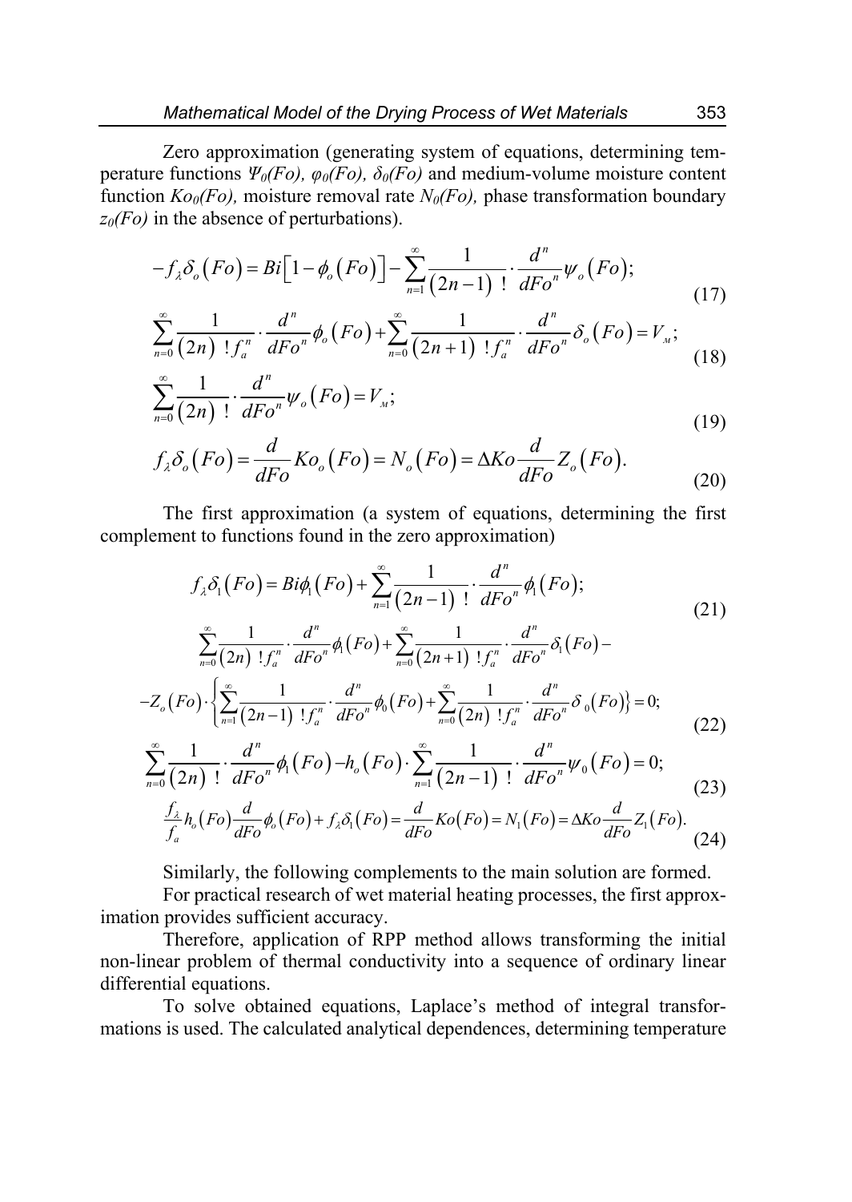Zero approximation (generating system of equations, determining temperature functions $\Psi_0(Fo)$, $\varphi_0(Fo)$, $\delta_0(Fo)$ and medium-volume moisture content function $Ko_0(Fo)$, moisture removal rate $N_0(Fo)$, phase transformation boundary $z_0(Fo)$ in the absence of perturbations).

$$-f_\lambda \delta_o(Fo) = Bi\left[1-\phi_o(Fo)\right] - \sum_{n=1}^{\infty} \frac{1}{(2n-1)\,!} \cdot \frac{d^n}{dFo^n}\psi_o(Fo); \tag{17}$$

$$\sum_{n=0}^{\infty} \frac{1}{(2n)\,!\,f_a^n} \cdot \frac{d^n}{dFo^n}\phi_o(Fo) + \sum_{n=0}^{\infty} \frac{1}{(2n+1)\,!\,f_a^n} \cdot \frac{d^n}{dFo^n}\delta_o(Fo) = V_м; \tag{18}$$

$$\sum_{n=0}^{\infty} \frac{1}{(2n)\,!} \cdot \frac{d^n}{dFo^n}\psi_o(Fo) = V_м; \tag{19}$$

$$f_\lambda \delta_o(Fo) = \frac{d}{dFo}Ko_o(Fo) = N_o(Fo) = \Delta Ko \frac{d}{dFo}Z_o(Fo). \tag{20}$$

The first approximation (a system of equations, determining the first complement to functions found in the zero approximation)

$$f_\lambda \delta_1(Fo) = Bi\phi_1(Fo) + \sum_{n=1}^{\infty} \frac{1}{(2n-1)\,!} \cdot \frac{d^n}{dFo^n}\phi_1(Fo); \tag{21}$$

$$\sum_{n=0}^{\infty} \frac{1}{(2n)\,!\,f_a^n} \cdot \frac{d^n}{dFo^n}\phi_1(Fo) + \sum_{n=0}^{\infty} \frac{1}{(2n+1)\,!\,f_a^n} \cdot \frac{d^n}{dFo^n}\delta_1(Fo) - Z_o(Fo) \cdot \left\{ \sum_{n=1}^{\infty} \frac{1}{(2n-1)\,!\,f_a^n} \cdot \frac{d^n}{dFo^n}\phi_0(Fo) + \sum_{n=0}^{\infty} \frac{1}{(2n)\,!\,f_a^n} \cdot \frac{d^n}{dFo^n}\delta_0(Fo) \right\} = 0; \tag{22}$$

$$\sum_{n=0}^{\infty} \frac{1}{(2n)\,!} \cdot \frac{d^n}{dFo^n}\phi_1(Fo) - h_o(Fo) \cdot \sum_{n=1}^{\infty} \frac{1}{(2n-1)\,!} \cdot \frac{d^n}{dFo^n}\psi_0(Fo) = 0; \tag{23}$$

$$\frac{f_\lambda}{f_a} h_o(Fo) \frac{d}{dFo}\phi_o(Fo) + f_\lambda \delta_1(Fo) = \frac{d}{dFo}Ko(Fo) = N_1(Fo) = \Delta Ko \frac{d}{dFo}Z_1(Fo). \tag{24}$$

Similarly, the following complements to the main solution are formed.

For practical research of wet material heating processes, the first approximation provides sufficient accuracy.

Therefore, application of RPP method allows transforming the initial non-linear problem of thermal conductivity into a sequence of ordinary linear differential equations.

To solve obtained equations, Laplace's method of integral transformations is used. The calculated analytical dependences, determining temperature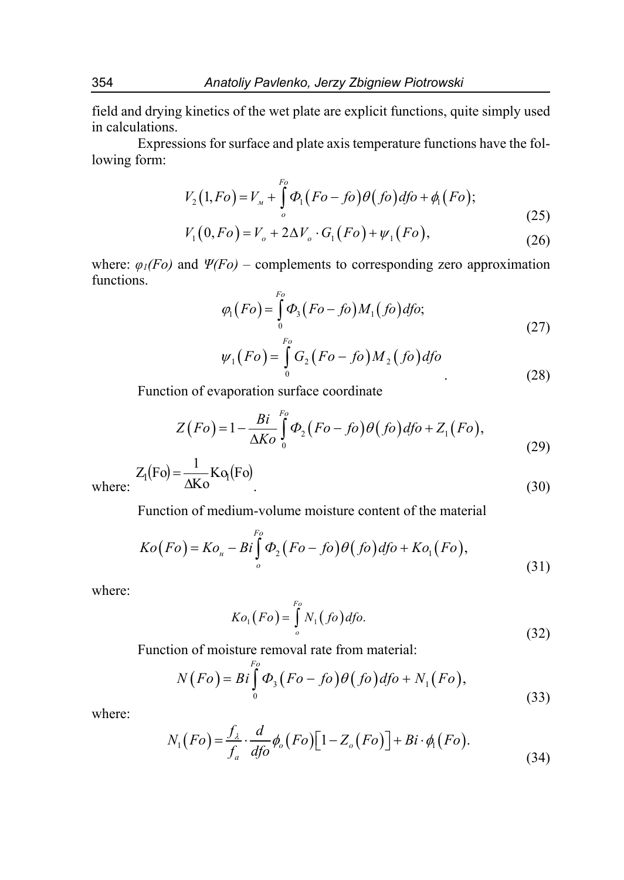field and drying kinetics of the wet plate are explicit functions, quite simply used in calculations.

Expressions for surface and plate axis temperature functions have the following form:

$$V_2(1,Fo) = V_м + \int_o^{Fo} \Phi_1(Fo - fo)\theta(fo)dfo + \phi_1(Fo); \tag{25}$$

$$V_1(0,Fo) = V_o + 2\Delta V_o \cdot G_1(Fo) + \psi_1(Fo), \tag{26}$$

where: $\varphi_1(Fo)$ and $\Psi(Fo)$ – complements to corresponding zero approximation functions.

$$\varphi_1(Fo) = \int_0^{Fo} \Phi_3(Fo - fo)M_1(fo)dfo; \tag{27}$$

$$\psi_1(Fo) = \int_0^{Fo} G_2(Fo - fo)M_2(fo)dfo \quad . \tag{28}$$

Function of evaporation surface coordinate

$$Z(Fo) = 1 - \frac{Bi}{\Delta Ko}\int_0^{Fo} \Phi_2(Fo - fo)\theta(fo)dfo + Z_1(Fo), \tag{29}$$

where: $Z_1(Fo) = \dfrac{1}{\Delta Ko} Ko_1(Fo)$ . (30)

Function of medium-volume moisture content of the material

$$Ko(Fo) = Ko_н - Bi\int_o^{Fo} \Phi_2(Fo - fo)\theta(fo)dfo + Ko_1(Fo), \tag{31}$$

where:

$$Ko_1(Fo) = \int_o^{Fo} N_1(fo)dfo. \tag{32}$$

Function of moisture removal rate from material:

$$N(Fo) = Bi\int_0^{Fo} \Phi_3(Fo - fo)\theta(fo)dfo + N_1(Fo), \tag{33}$$

where:

$$N_1(Fo) = \frac{f_\lambda}{f_a} \cdot \frac{d}{dfo}\phi_o(Fo)\left[1 - Z_o(Fo)\right] + Bi \cdot \phi_1(Fo). \tag{34}$$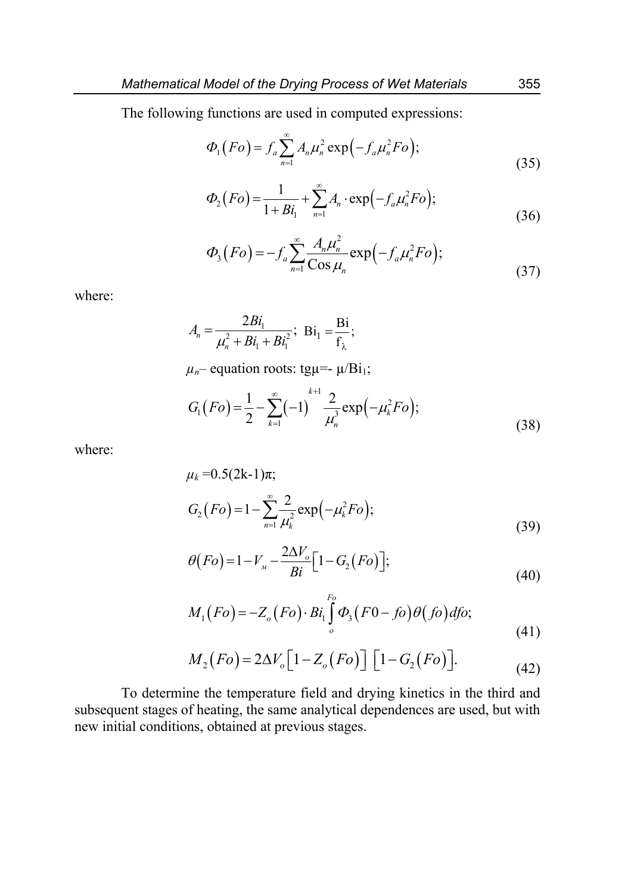The following functions are used in computed expressions:

$$\Phi_1(Fo) = f_a \sum_{n=1}^{\infty} A_n \mu_n^2 \exp\left(-f_a \mu_n^2 Fo\right); \tag{35}$$

$$\Phi_2(Fo) = \frac{1}{1+Bi_1} + \sum_{n=1}^{\infty} A_n \cdot \exp\left(-f_a \mu_n^2 Fo\right); \tag{36}$$

$$\Phi_3(Fo) = -f_a \sum_{n=1}^{\infty} \frac{A_n \mu_n^2}{\operatorname{Cos} \mu_n} \exp\left(-f_a \mu_n^2 Fo\right); \tag{37}$$

where:

$$A_n = \frac{2Bi_1}{\mu_n^2 + Bi_1 + Bi_1^2}; \; \mathrm{Bi}_1 = \frac{\mathrm{Bi}}{\mathrm{f}_\lambda};$$

$\mu_n$– equation roots: tgμ=- μ/Bi$_1$;

$$G_1(Fo) = \frac{1}{2} - \sum_{k=1}^{\infty} (-1)^{k+1} \frac{2}{\mu_n^3} \exp\left(-\mu_k^2 Fo\right); \tag{38}$$

where:

$\mu_k$ =0.5(2k-1)π;

$$G_2(Fo) = 1 - \sum_{n=1}^{\infty} \frac{2}{\mu_k^2} \exp\left(-\mu_k^2 Fo\right); \tag{39}$$

$$\theta(Fo) = 1 - V_{м} - \frac{2\Delta V_o}{Bi}\left[1 - G_2(Fo)\right]; \tag{40}$$

$$M_1(Fo) = -Z_o(Fo) \cdot Bi_1 \int_o^{Fo} \Phi_3(F0 - fo)\theta(fo)\,dfo; \tag{41}$$

$$M_2(Fo) = 2\Delta V_o\left[1 - Z_o(Fo)\right]\left[1 - G_2(Fo)\right]. \tag{42}$$

To determine the temperature field and drying kinetics in the third and subsequent stages of heating, the same analytical dependences are used, but with new initial conditions, obtained at previous stages.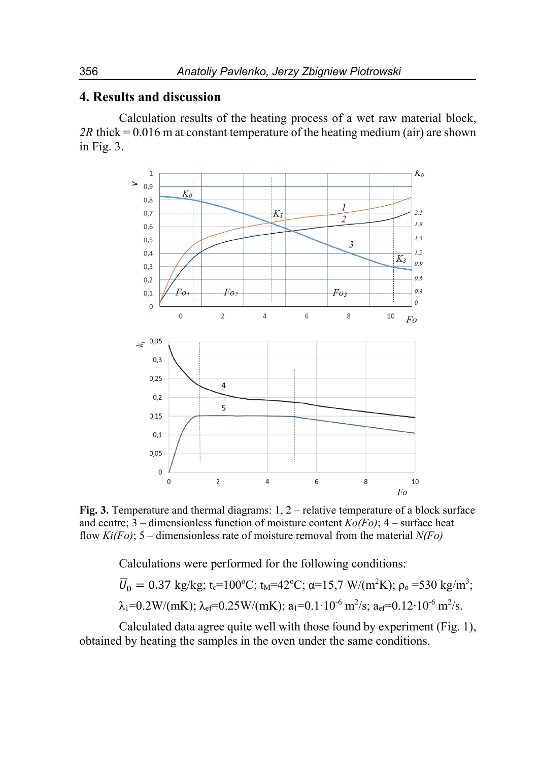## 4. Results and discussion

Calculation results of the heating process of a wet raw material block, *2R* thick = 0.016 m at constant temperature of the heating medium (air) are shown in Fig. 3.

**Fig. 3.** Temperature and thermal diagrams: 1, 2 – relative temperature of a block surface and centre; 3 – dimensionless function of moisture content *Ko(Fo)*; 4 – surface heat flow *Ki(Fo)*; 5 – dimensionless rate of moisture removal from the material *N(Fo)*

Calculations were performed for the following conditions:

$\bar{U}_0 = 0.37$ kg/kg; $t_c$=100°C; $t_M$=42°C; α=15,7 W/(m$^2$K); $\rho_o$ =530 kg/m$^3$;

$\lambda_1$=0.2W/(mK); $\lambda_{ef}$=0.25W/(mK); $a_1$=0.1·10$^{-6}$ m$^2$/s; $a_{ef}$=0.12·10$^{-6}$ m$^2$/s.

Calculated data agree quite well with those found by experiment (Fig. 1), obtained by heating the samples in the oven under the same conditions.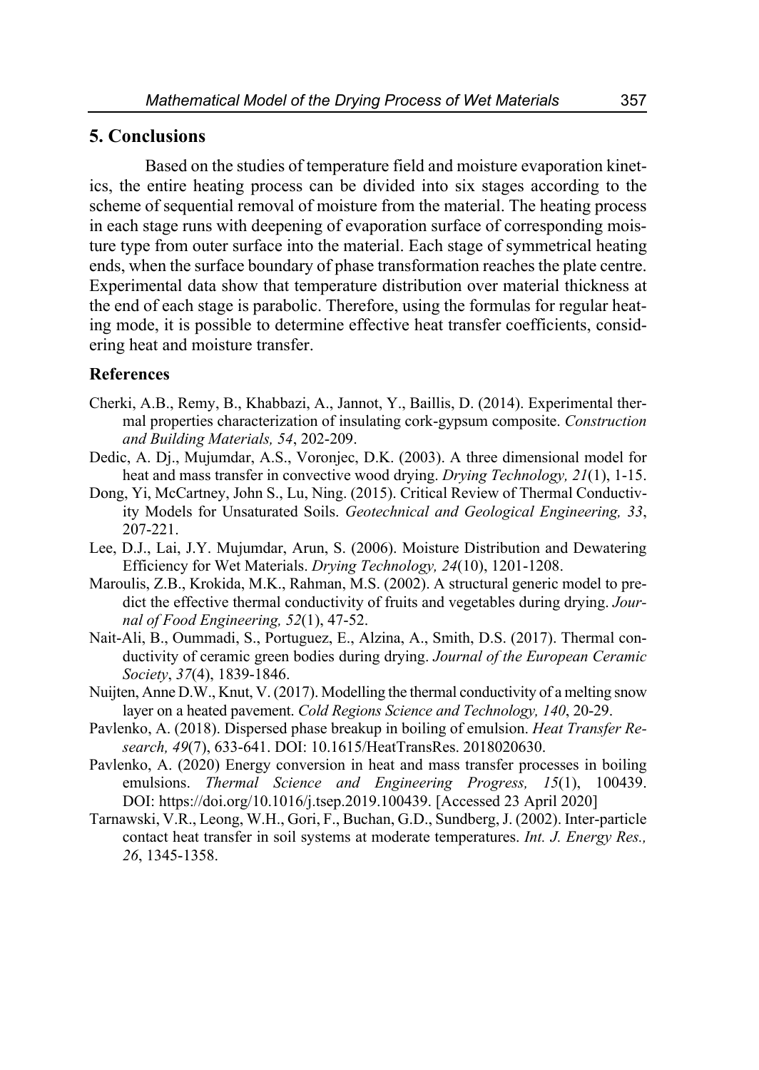## 5. Conclusions

Based on the studies of temperature field and moisture evaporation kinetics, the entire heating process can be divided into six stages according to the scheme of sequential removal of moisture from the material. The heating process in each stage runs with deepening of evaporation surface of corresponding moisture type from outer surface into the material. Each stage of symmetrical heating ends, when the surface boundary of phase transformation reaches the plate centre. Experimental data show that temperature distribution over material thickness at the end of each stage is parabolic. Therefore, using the formulas for regular heating mode, it is possible to determine effective heat transfer coefficients, considering heat and moisture transfer.

### References

Cherki, A.B., Remy, B., Khabbazi, A., Jannot, Y., Baillis, D. (2014). Experimental thermal properties characterization of insulating cork-gypsum composite. *Construction and Building Materials, 54*, 202-209.

Dedic, A. Dj., Mujumdar, A.S., Voronjec, D.K. (2003). A three dimensional model for heat and mass transfer in convective wood drying. *Drying Technology, 21*(1), 1-15.

Dong, Yi, McCartney, John S., Lu, Ning. (2015). Critical Review of Thermal Conductivity Models for Unsaturated Soils. *Geotechnical and Geological Engineering, 33*, 207-221.

Lee, D.J., Lai, J.Y. Mujumdar, Arun, S. (2006). Moisture Distribution and Dewatering Efficiency for Wet Materials. *Drying Technology, 24*(10), 1201-1208.

Maroulis, Z.B., Krokida, M.K., Rahman, M.S. (2002). A structural generic model to predict the effective thermal conductivity of fruits and vegetables during drying. *Journal of Food Engineering, 52*(1), 47-52.

Nait-Ali, B., Oummadi, S., Portuguez, E., Alzina, A., Smith, D.S. (2017). Thermal conductivity of ceramic green bodies during drying. *Journal of the European Ceramic Society*, *37*(4), 1839-1846.

Nuijten, Anne D.W., Knut, V. (2017). Modelling the thermal conductivity of a melting snow layer on a heated pavement. *Cold Regions Science and Technology, 140*, 20-29.

Pavlenko, A. (2018). Dispersed phase breakup in boiling of emulsion. *Heat Transfer Research, 49*(7), 633-641. DOI: 10.1615/HeatTransRes. 2018020630.

Pavlenko, A. (2020) Energy conversion in heat and mass transfer processes in boiling emulsions. *Thermal Science and Engineering Progress, 15*(1), 100439. DOI: https://doi.org/10.1016/j.tsep.2019.100439. [Accessed 23 April 2020]

Tarnawski, V.R., Leong, W.H., Gori, F., Buchan, G.D., Sundberg, J. (2002). Inter-particle contact heat transfer in soil systems at moderate temperatures. *Int. J. Energy Res., 26*, 1345-1358.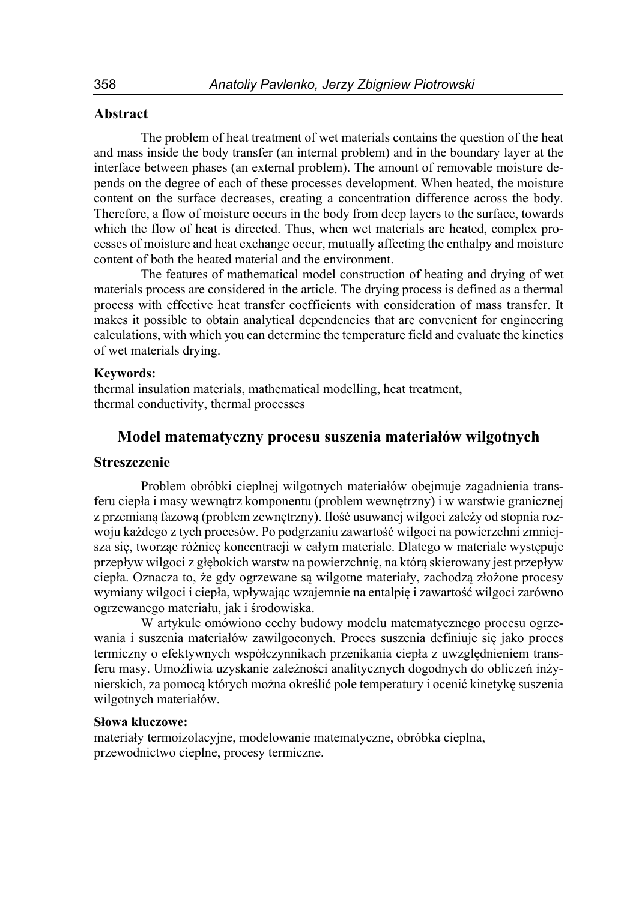## Abstract

The problem of heat treatment of wet materials contains the question of the heat and mass inside the body transfer (an internal problem) and in the boundary layer at the interface between phases (an external problem). The amount of removable moisture depends on the degree of each of these processes development. When heated, the moisture content on the surface decreases, creating a concentration difference across the body. Therefore, a flow of moisture occurs in the body from deep layers to the surface, towards which the flow of heat is directed. Thus, when wet materials are heated, complex processes of moisture and heat exchange occur, mutually affecting the enthalpy and moisture content of both the heated material and the environment.

The features of mathematical model construction of heating and drying of wet materials process are considered in the article. The drying process is defined as a thermal process with effective heat transfer coefficients with consideration of mass transfer. It makes it possible to obtain analytical dependencies that are convenient for engineering calculations, with which you can determine the temperature field and evaluate the kinetics of wet materials drying.

**Keywords:**
thermal insulation materials, mathematical modelling, heat treatment, thermal conductivity, thermal processes

# Model matematyczny procesu suszenia materiałów wilgotnych

## Streszczenie

Problem obróbki cieplnej wilgotnych materiałów obejmuje zagadnienia transferu ciepła i masy wewnątrz komponentu (problem wewnętrzny) i w warstwie granicznej z przemianą fazową (problem zewnętrzny). Ilość usuwanej wilgoci zależy od stopnia rozwoju każdego z tych procesów. Po podgrzaniu zawartość wilgoci na powierzchni zmniejsza się, tworząc różnicę koncentracji w całym materiale. Dlatego w materiale występuje przepływ wilgoci z głębokich warstw na powierzchnię, na którą skierowany jest przepływ ciepła. Oznacza to, że gdy ogrzewane są wilgotne materiały, zachodzą złożone procesy wymiany wilgoci i ciepła, wpływając wzajemnie na entalpię i zawartość wilgoci zarówno ogrzewanego materiału, jak i środowiska.

W artykule omówiono cechy budowy modelu matematycznego procesu ogrzewania i suszenia materiałów zawilgoconych. Proces suszenia definiuje się jako proces termiczny o efektywnych współczynnikach przenikania ciepła z uwzględnieniem transferu masy. Umożliwia uzyskanie zależności analitycznych dogodnych do obliczeń inżynierskich, za pomocą których można określić pole temperatury i ocenić kinetykę suszenia wilgotnych materiałów.

**Słowa kluczowe:**
materiały termoizolacyjne, modelowanie matematyczne, obróbka cieplna, przewodnictwo cieplne, procesy termiczne.